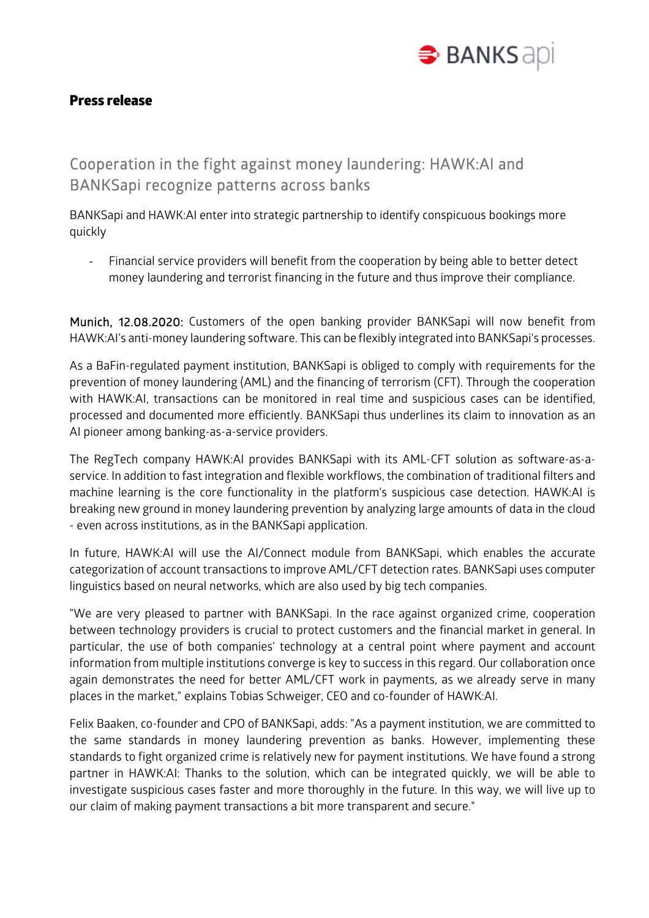**Press release**

# Cooperation in the fight against money laundering: HAWK:AI and BANKSapi recognize patterns across banks

BANKSapi and HAWK:AI enter into strategic partnership to identify conspicuous bookings more quickly

- Financial service providers will benefit from the cooperation by being able to better detect money laundering and terrorist financing in the future and thus improve their compliance.

**Munich, 12.08.2020:** Customers of the open banking provider BANKSapi will now benefit from HAWK:AI's anti-money laundering software. This can be flexibly integrated into BANKSapi's processes.

As a BaFin-regulated payment institution, BANKSapi is obliged to comply with requirements for the prevention of money laundering (AML) and the financing of terrorism (CFT). Through the cooperation with HAWK:AI, transactions can be monitored in real time and suspicious cases can be identified, processed and documented more efficiently. BANKSapi thus underlines its claim to innovation as an AI pioneer among banking-as-a-service providers.

The RegTech company HAWK:AI provides BANKSapi with its AML-CFT solution as software-as-a-service. In addition to fast integration and flexible workflows, the combination of traditional filters and machine learning is the core functionality in the platform's suspicious case detection. HAWK:AI is breaking new ground in money laundering prevention by analyzing large amounts of data in the cloud - even across institutions, as in the BANKSapi application.

In future, HAWK:AI will use the AI/Connect module from BANKSapi, which enables the accurate categorization of account transactions to improve AML/CFT detection rates. BANKSapi uses computer linguistics based on neural networks, which are also used by big tech companies.

"We are very pleased to partner with BANKSapi. In the race against organized crime, cooperation between technology providers is crucial to protect customers and the financial market in general. In particular, the use of both companies' technology at a central point where payment and account information from multiple institutions converge is key to success in this regard. Our collaboration once again demonstrates the need for better AML/CFT work in payments, as we already serve in many places in the market," explains Tobias Schweiger, CEO and co-founder of HAWK:AI.

Felix Baaken, co-founder and CPO of BANKSapi, adds: "As a payment institution, we are committed to the same standards in money laundering prevention as banks. However, implementing these standards to fight organized crime is relatively new for payment institutions. We have found a strong partner in HAWK:AI: Thanks to the solution, which can be integrated quickly, we will be able to investigate suspicious cases faster and more thoroughly in the future. In this way, we will live up to our claim of making payment transactions a bit more transparent and secure."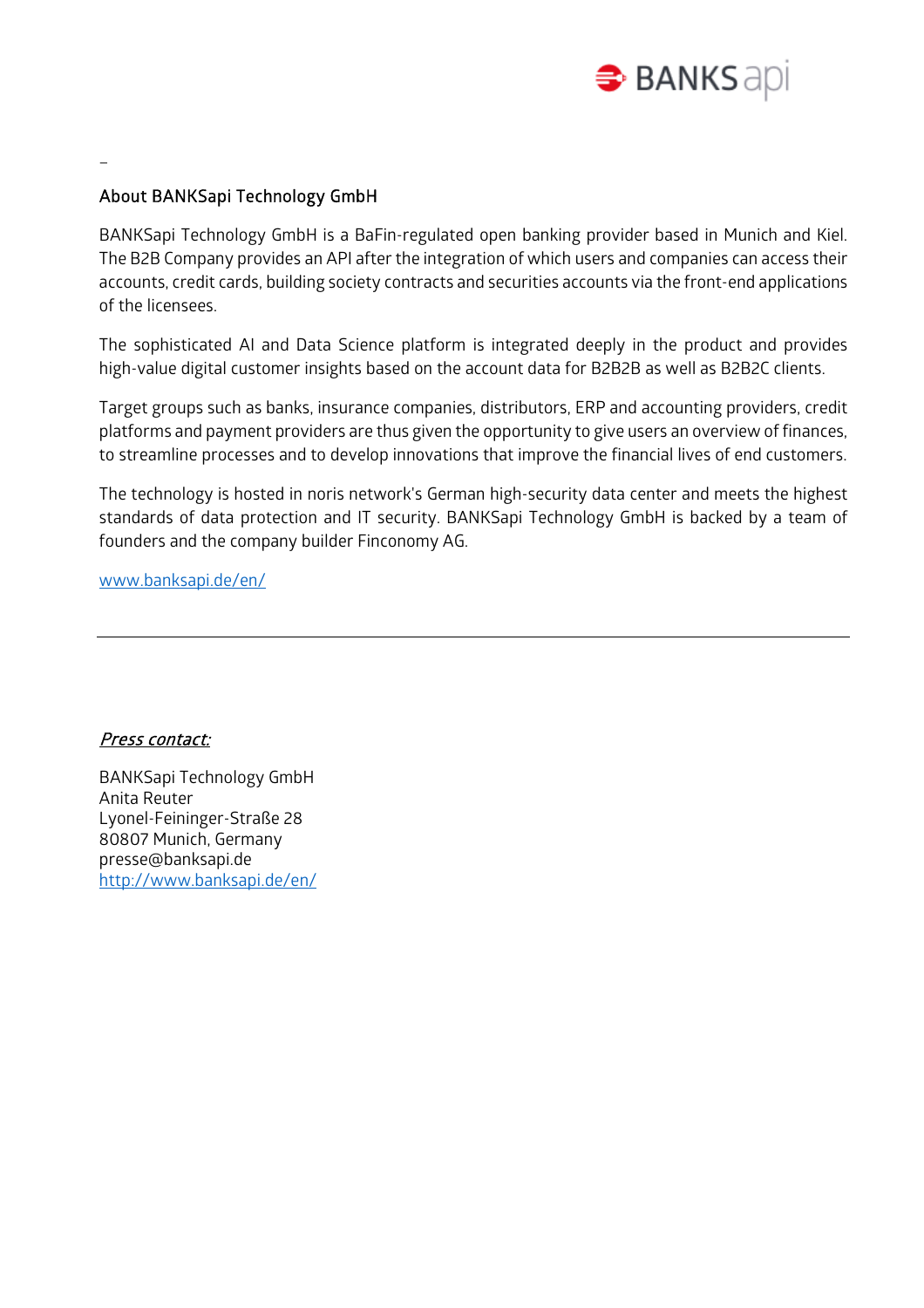–

## About BANKSapi Technology GmbH

BANKSapi Technology GmbH is a BaFin-regulated open banking provider based in Munich and Kiel. The B2B Company provides an API after the integration of which users and companies can access their accounts, credit cards, building society contracts and securities accounts via the front-end applications of the licensees.

The sophisticated AI and Data Science platform is integrated deeply in the product and provides high-value digital customer insights based on the account data for B2B2B as well as B2B2C clients.

Target groups such as banks, insurance companies, distributors, ERP and accounting providers, credit platforms and payment providers are thus given the opportunity to give users an overview of finances, to streamline processes and to develop innovations that improve the financial lives of end customers.

The technology is hosted in noris network's German high-security data center and meets the highest standards of data protection and IT security. BANKSapi Technology GmbH is backed by a team of founders and the company builder Finconomy AG.

[www.banksapi.de/en/](http://www.banksapi.de/en/)

---

***Press contact:***

BANKSapi Technology GmbH
Anita Reuter
Lyonel-Feininger-Straße 28
80807 Munich, Germany
presse@banksapi.de
[http://www.banksapi.de/en/](http://www.banksapi.de/en/)